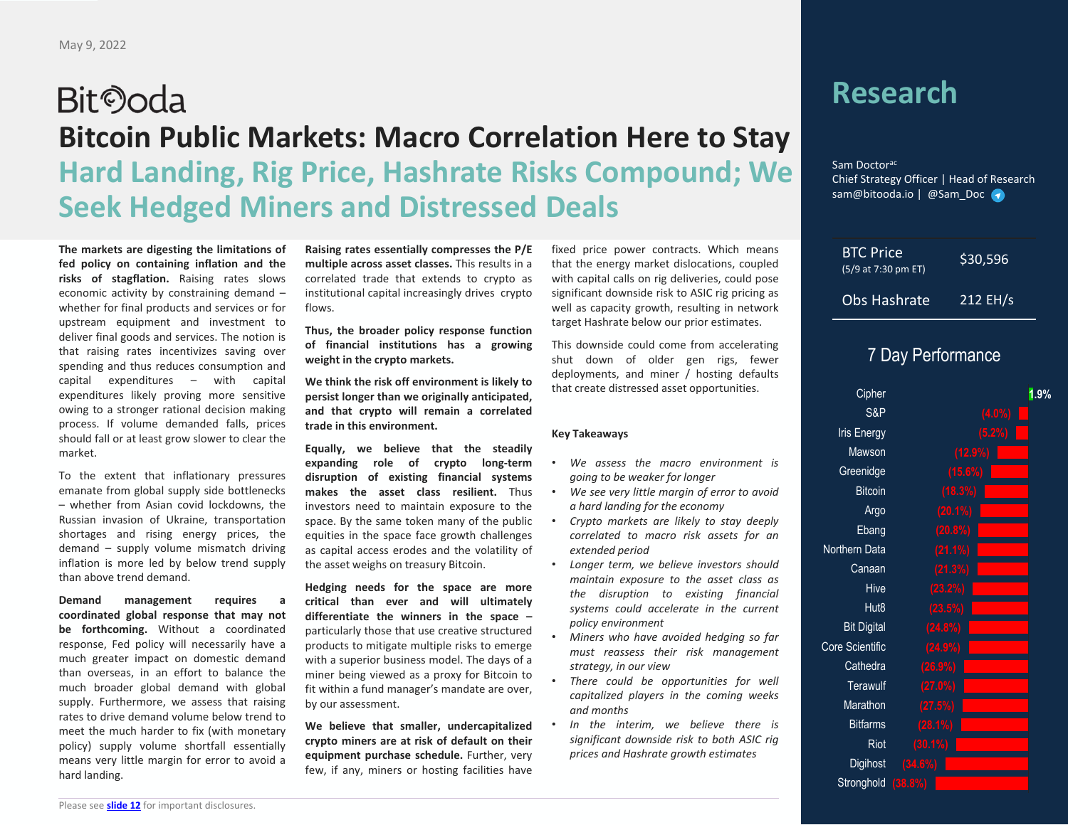May 9, 2022

BitOoda

# Bitcoin Public Markets: Macro Correlation Here to Stay

## Hard Landing, Rig Price, Hashrate Risks Compound; We Seek Hedged Miners and Distressed Deals

**The markets are digesting the limitations of fed policy on containing inflation and the risks of stagflation.** Raising rates slows economic activity by constraining demand – whether for final products and services or for upstream equipment and investment to deliver final goods and services. The notion is that raising rates incentivizes saving over spending and thus reduces consumption and capital expenditures – with capital expenditures likely proving more sensitive owing to a stronger rational decision making process. If volume demanded falls, prices should fall or at least grow slower to clear the market.

To the extent that inflationary pressures emanate from global supply side bottlenecks – whether from Asian covid lockdowns, the Russian invasion of Ukraine, transportation shortages and rising energy prices, the demand – supply volume mismatch driving inflation is more led by below trend supply than above trend demand.

**Demand management requires a coordinated global response that may not be forthcoming.** Without a coordinated response, Fed policy will necessarily have a much greater impact on domestic demand than overseas, in an effort to balance the much broader global demand with global supply. Furthermore, we assess that raising rates to drive demand volume below trend to meet the much harder to fix (with monetary policy) supply volume shortfall essentially means very little margin for error to avoid a hard landing.

**Raising rates essentially compresses the P/E multiple across asset classes.** This results in a correlated trade that extends to crypto as institutional capital increasingly drives crypto flows.

**Thus, the broader policy response function of financial institutions has a growing weight in the crypto markets.**

**We think the risk off environment is likely to persist longer than we originally anticipated, and that crypto will remain a correlated trade in this environment.**

**Equally, we believe that the steadily expanding role of crypto long-term disruption of existing financial systems makes the asset class resilient.** Thus investors need to maintain exposure to the space. By the same token many of the public equities in the space face growth challenges as capital access erodes and the volatility of the asset weighs on treasury Bitcoin.

**Hedging needs for the space are more critical than ever and will ultimately differentiate the winners in the space –** particularly those that use creative structured products to mitigate multiple risks to emerge with a superior business model. The days of a miner being viewed as a proxy for Bitcoin to fit within a fund manager's mandate are over, by our assessment.

**We believe that smaller, undercapitalized crypto miners are at risk of default on their equipment purchase schedule.** Further, very few, if any, miners or hosting facilities have fixed price power contracts. Which means that the energy market dislocations, coupled with capital calls on rig deliveries, could pose significant downside risk to ASIC rig pricing as well as capacity growth, resulting in network target Hashrate below our prior estimates.

This downside could come from accelerating shut down of older gen rigs, fewer deployments, and miner / hosting defaults that create distressed asset opportunities.

### Key Takeaways

- *We assess the macro environment is going to be weaker for longer*
- *We see very little margin of error to avoid a hard landing for the economy*
- *Crypto markets are likely to stay deeply correlated to macro risk assets for an extended period*
- *Longer term, we believe investors should maintain exposure to the asset class as the disruption to existing financial systems could accelerate in the current policy environment*
- *Miners who have avoided hedging so far must reassess their risk management strategy, in our view*
- *There could be opportunities for well capitalized players in the coming weeks and months*
- *In the interim, we believe there is significant downside risk to both ASIC rig prices and Hashrate growth estimates*

## Research

Sam Doctor[ac]
Chief Strategy Officer | Head of Research
sam@bitooda.io | @Sam_Doc

| | |
|---|---|
| BTC Price (5/9 at 7:30 pm ET) | $30,596 |
| Obs Hashrate | 212 EH/s |

### 7 Day Performance

| Company | 7 Day Performance |
|---|---|
| Cipher | 1.9% |
| S&P | (4.0%) |
| Iris Energy | (5.2%) |
| Mawson | (12.9%) |
| Greenidge | (15.6%) |
| Bitcoin | (18.3%) |
| Argo | (20.1%) |
| Ebang | (20.8%) |
| Northern Data | (21.1%) |
| Canaan | (21.3%) |
| Hive | (23.2%) |
| Hut8 | (23.5%) |
| Bit Digital | (24.8%) |
| Core Scientific | (24.9%) |
| Cathedra | (26.9%) |
| Terawulf | (27.0%) |
| Marathon | (27.5%) |
| Bitfarms | (28.1%) |
| Riot | (30.1%) |
| Digihost | (34.6%) |
| Stronghold | (38.8%) |

Please see slide 12 for important disclosures.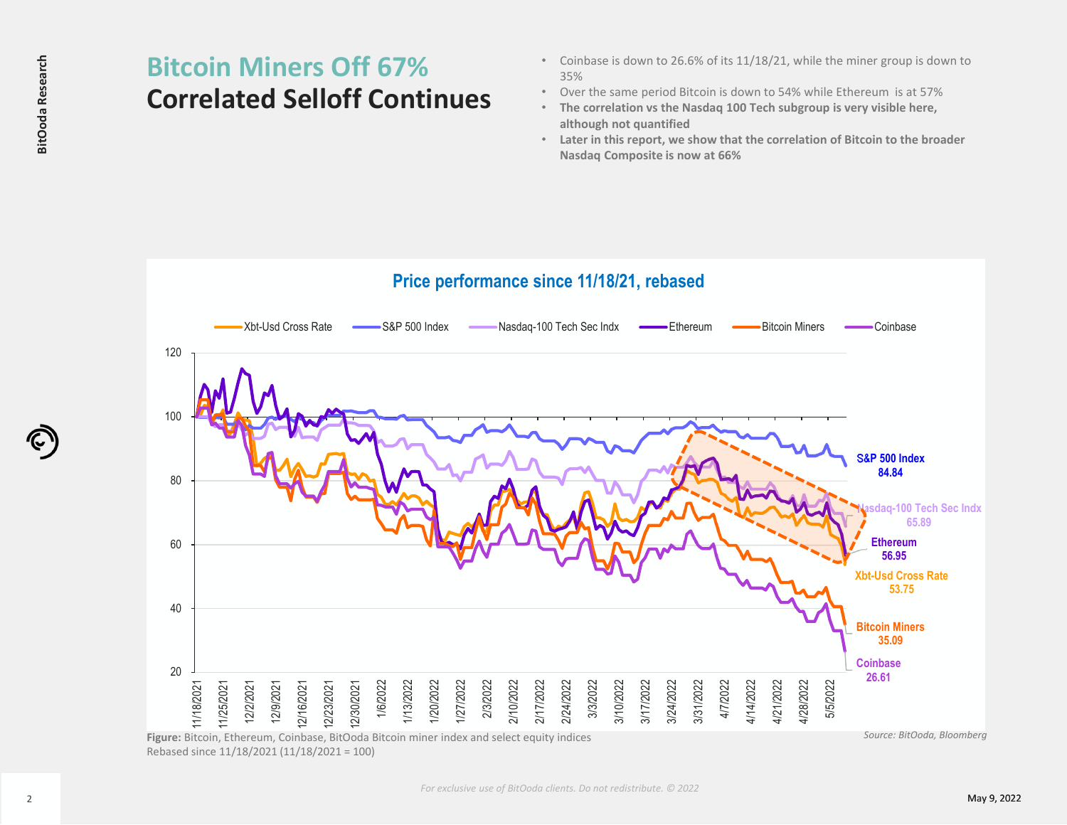# Bitcoin Miners Off 67%
## Correlated Selloff Continues

- Coinbase is down to 26.6% of its 11/18/21, while the miner group is down to 35%
- Over the same period Bitcoin is down to 54% while Ethereum is at 57%
- **The correlation vs the Nasdaq 100 Tech subgroup is very visible here, although not quantified**
- **Later in this report, we show that the correlation of Bitcoin to the broader Nasdaq Composite is now at 66%**

**Figure:** Bitcoin, Ethereum, Coinbase, BitOoda Bitcoin miner index and select equity indices
Rebased since 11/18/2021 (11/18/2021 = 100)

*Source: BitOoda, Bloomberg*

*For exclusive use of BitOoda clients. Do not redistribute. © 2022*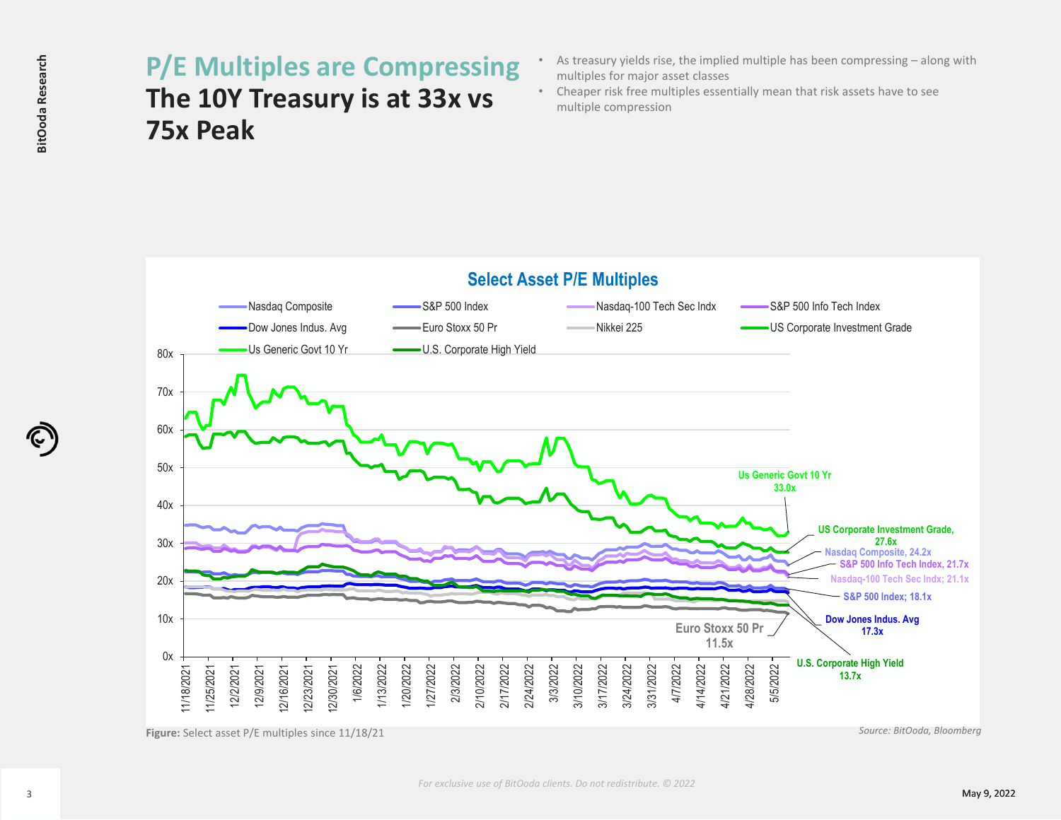## P/E Multiples are Compressing

# The 10Y Treasury is at 33x vs 75x Peak

- As treasury yields rise, the implied multiple has been compressing – along with multiples for major asset classes
- Cheaper risk free multiples essentially mean that risk assets have to see multiple compression

**Figure:** Select asset P/E multiples since 11/18/21

*Source: BitOoda, Bloomberg*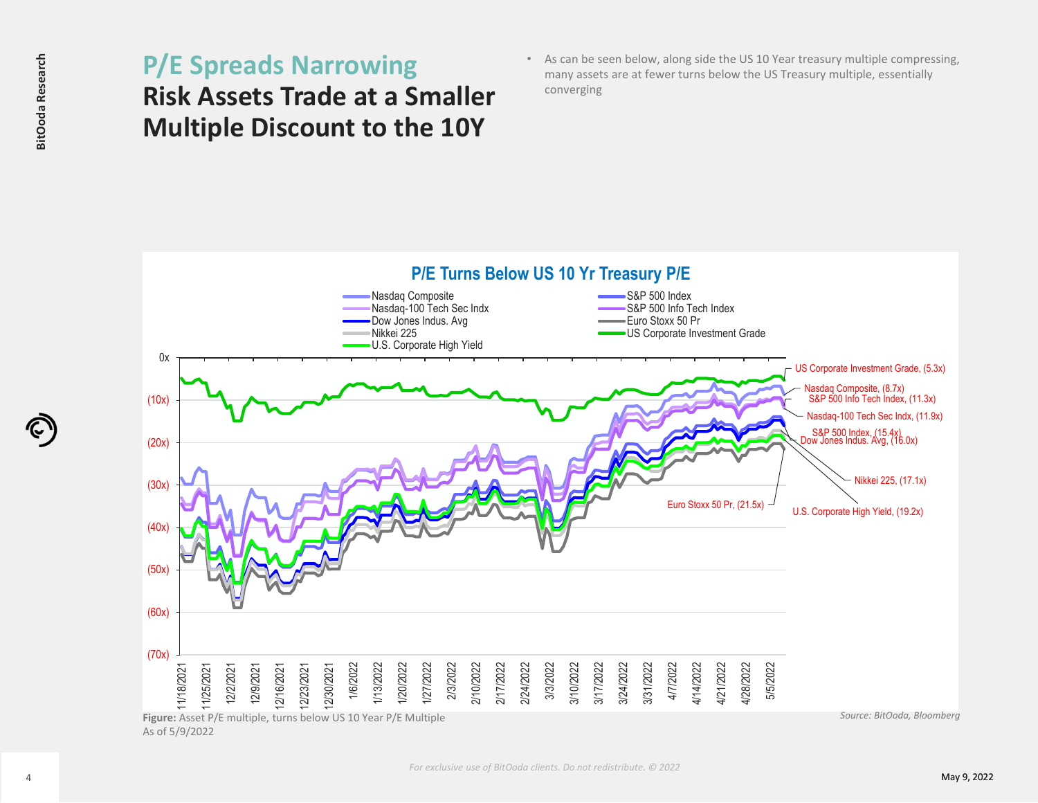## P/E Spreads Narrowing

# Risk Assets Trade at a Smaller Multiple Discount to the 10Y

- As can be seen below, along side the US 10 Year treasury multiple compressing, many assets are at fewer turns below the US Treasury multiple, essentially converging

**Figure:** Asset P/E multiple, turns below US 10 Year P/E Multiple
As of 5/9/2022

*Source: BitOoda, Bloomberg*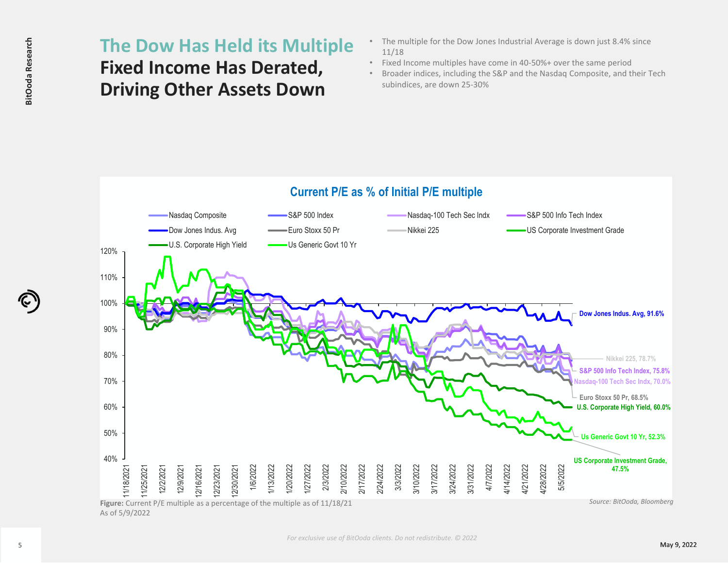# The Dow Has Held its Multiple

## Fixed Income Has Derated, Driving Other Assets Down

- The multiple for the Dow Jones Industrial Average is down just 8.4% since 11/18
- Fixed Income multiples have come in 40-50%+ over the same period
- Broader indices, including the S&P and the Nasdaq Composite, and their Tech subindices, are down 25-30%

**Current P/E as % of Initial P/E multiple**

Legend: Nasdaq Composite; S&P 500 Index; Nasdaq-100 Tech Sec Indx; S&P 500 Info Tech Index; Dow Jones Indus. Avg; Euro Stoxx 50 Pr; Nikkei 225; US Corporate Investment Grade; U.S. Corporate High Yield; Us Generic Govt 10 Yr

End values: Dow Jones Indus. Avg, 91.6%; Nikkei 225, 78.7%; S&P 500 Info Tech Index, 75.8%; Nasdaq-100 Tech Sec Indx, 70.0%; Euro Stoxx 50 Pr, 68.5%; U.S. Corporate High Yield, 60.0%; Us Generic Govt 10 Yr, 52.3%; US Corporate Investment Grade, 47.5%

**Figure:** Current P/E multiple as a percentage of the multiple as of 11/18/21
As of 5/9/2022

*Source: BitOoda, Bloomberg*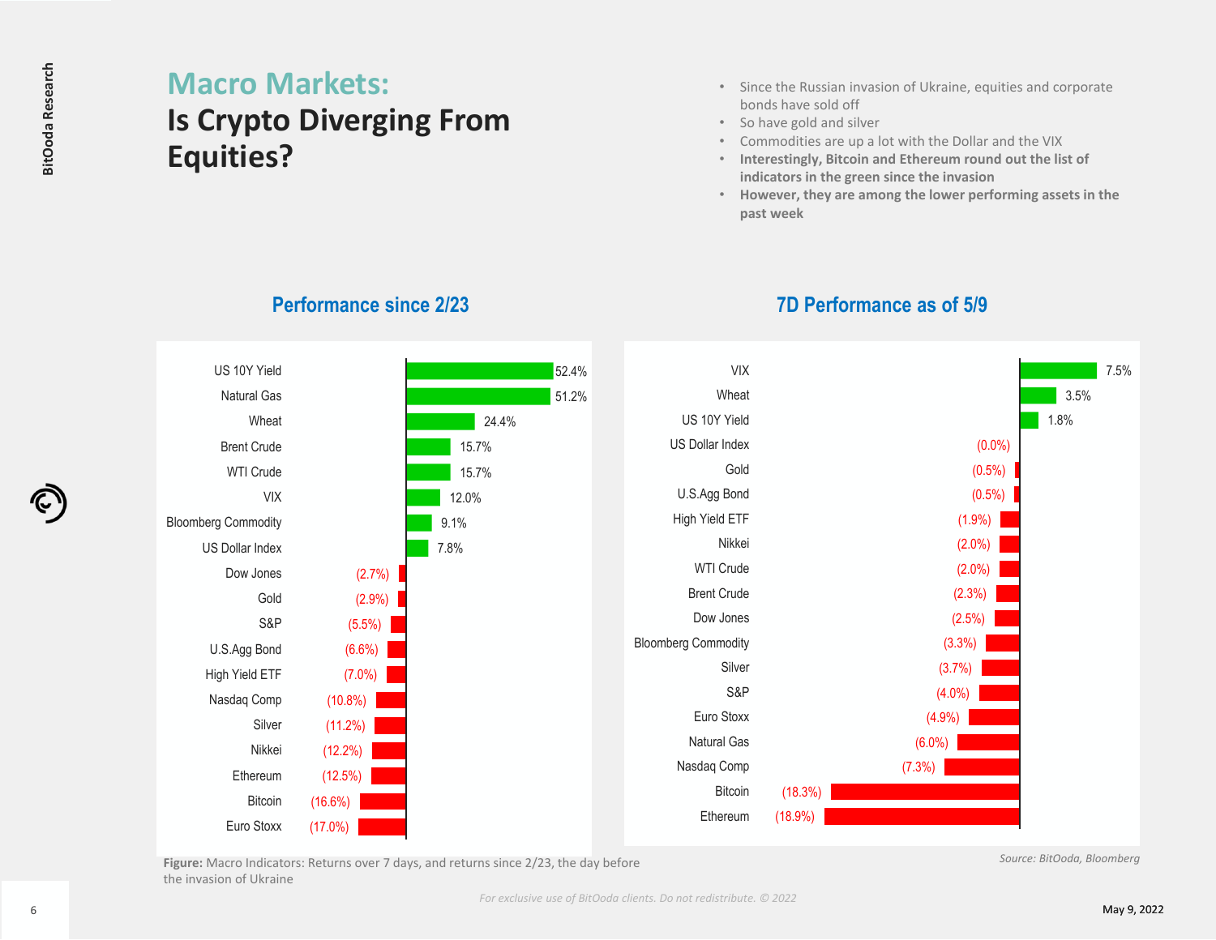# Macro Markets: Is Crypto Diverging From Equities?

- Since the Russian invasion of Ukraine, equities and corporate bonds have sold off
- So have gold and silver
- Commodities are up a lot with the Dollar and the VIX
- **Interestingly, Bitcoin and Ethereum round out the list of indicators in the green since the invasion**
- **However, they are among the lower performing assets in the past week**

## Performance since 2/23

| Asset | Performance |
|---|---|
| US 10Y Yield | 52.4% |
| Natural Gas | 51.2% |
| Wheat | 24.4% |
| Brent Crude | 15.7% |
| WTI Crude | 15.7% |
| VIX | 12.0% |
| Bloomberg Commodity | 9.1% |
| US Dollar Index | 7.8% |
| Dow Jones | (2.7%) |
| Gold | (2.9%) |
| S&P | (5.5%) |
| U.S.Agg Bond | (6.6%) |
| High Yield ETF | (7.0%) |
| Nasdaq Comp | (10.8%) |
| Silver | (11.2%) |
| Nikkei | (12.2%) |
| Ethereum | (12.5%) |
| Bitcoin | (16.6%) |
| Euro Stoxx | (17.0%) |

## 7D Performance as of 5/9

| Asset | Performance |
|---|---|
| VIX | 7.5% |
| Wheat | 3.5% |
| US 10Y Yield | 1.8% |
| US Dollar Index | (0.0%) |
| Gold | (0.5%) |
| U.S.Agg Bond | (0.5%) |
| High Yield ETF | (1.9%) |
| Nikkei | (2.0%) |
| WTI Crude | (2.0%) |
| Brent Crude | (2.3%) |
| Dow Jones | (2.5%) |
| Bloomberg Commodity | (3.3%) |
| Silver | (3.7%) |
| S&P | (4.0%) |
| Euro Stoxx | (4.9%) |
| Natural Gas | (6.0%) |
| Nasdaq Comp | (7.3%) |
| Bitcoin | (18.3%) |
| Ethereum | (18.9%) |

**Figure:** Macro Indicators: Returns over 7 days, and returns since 2/23, the day before the invasion of Ukraine

*Source: BitOoda, Bloomberg*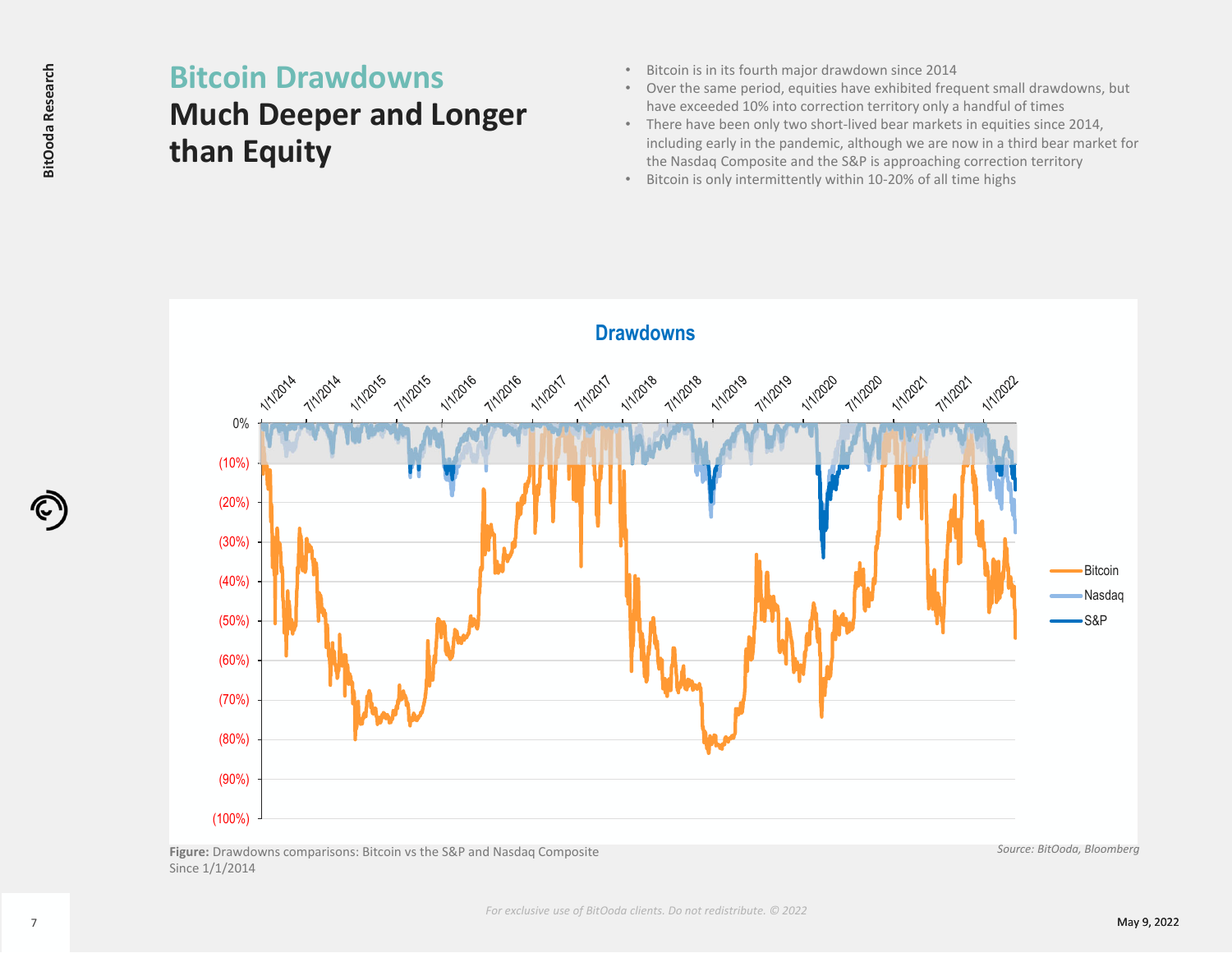# Bitcoin Drawdowns

## Much Deeper and Longer than Equity

- Bitcoin is in its fourth major drawdown since 2014
- Over the same period, equities have exhibited frequent small drawdowns, but have exceeded 10% into correction territory only a handful of times
- There have been only two short-lived bear markets in equities since 2014, including early in the pandemic, although we are now in a third bear market for the Nasdaq Composite and the S&P is approaching correction territory
- Bitcoin is only intermittently within 10-20% of all time highs

**Figure:** Drawdowns comparisons: Bitcoin vs the S&P and Nasdaq Composite Since 1/1/2014

*Source: BitOoda, Bloomberg*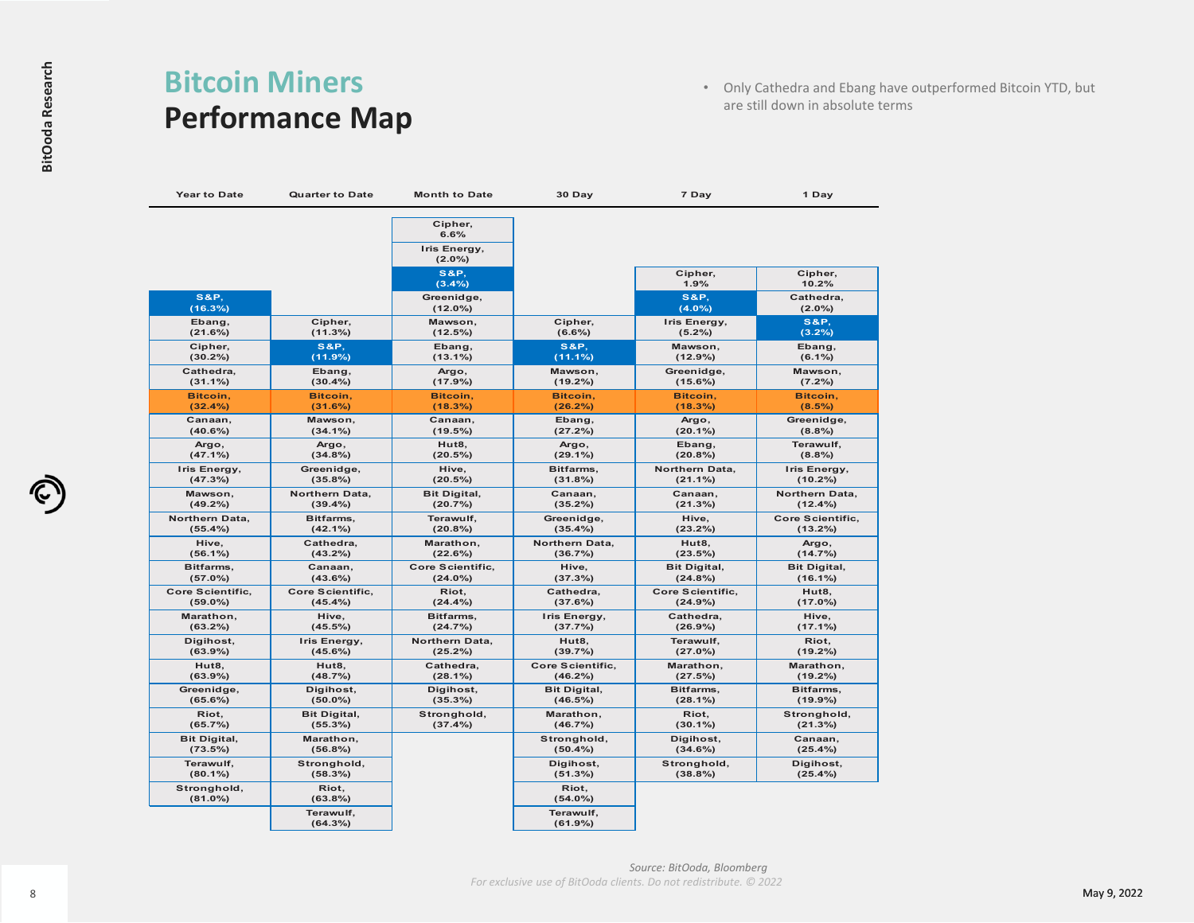# Bitcoin Miners
## Performance Map

- Only Cathedra and Ebang have outperformed Bitcoin YTD, but are still down in absolute terms

| Year to Date | Quarter to Date | Month to Date | 30 Day | 7 Day | 1 Day |
|---|---|---|---|---|---|
| | | Cipher, 6.6% | | | |
| | | Iris Energy, (2.0%) | | | |
| | | S&P, (3.4%) | | Cipher, 1.9% | Cipher, 10.2% |
| S&P, (16.3%) | | Greenidge, (12.0%) | | S&P, (4.0%) | Cathedra, (2.0%) |
| Ebang, (21.6%) | Cipher, (11.3%) | Mawson, (12.5%) | Cipher, (6.6%) | Iris Energy, (5.2%) | S&P, (3.2%) |
| Cipher, (30.2%) | S&P, (11.9%) | Ebang, (13.1%) | S&P, (11.1%) | Mawson, (12.9%) | Ebang, (6.1%) |
| Cathedra, (31.1%) | Ebang, (30.4%) | Argo, (17.9%) | Mawson, (19.2%) | Greenidge, (15.6%) | Mawson, (7.2%) |
| Bitcoin, (32.4%) | Bitcoin, (31.6%) | Bitcoin, (18.3%) | Bitcoin, (26.2%) | Bitcoin, (18.3%) | Bitcoin, (8.5%) |
| Canaan, (40.6%) | Mawson, (34.1%) | Canaan, (19.5%) | Ebang, (27.2%) | Argo, (20.1%) | Greenidge, (8.8%) |
| Argo, (47.1%) | Argo, (34.8%) | Hut8, (20.5%) | Argo, (29.1%) | Ebang, (20.8%) | Terawulf, (8.8%) |
| Iris Energy, (47.3%) | Greenidge, (35.8%) | Hive, (20.5%) | Bitfarms, (31.8%) | Northern Data, (21.1%) | Iris Energy, (10.2%) |
| Mawson, (49.2%) | Northern Data, (39.4%) | Bit Digital, (20.7%) | Canaan, (35.2%) | Canaan, (21.3%) | Northern Data, (12.4%) |
| Northern Data, (55.4%) | Bitfarms, (42.1%) | Terawulf, (20.8%) | Greenidge, (35.4%) | Hive, (23.2%) | Core Scientific, (13.2%) |
| Hive, (56.1%) | Cathedra, (43.2%) | Marathon, (22.6%) | Northern Data, (36.7%) | Hut8, (23.5%) | Argo, (14.7%) |
| Bitfarms, (57.0%) | Canaan, (43.6%) | Core Scientific, (24.0%) | Hive, (37.3%) | Bit Digital, (24.8%) | Bit Digital, (16.1%) |
| Core Scientific, (59.0%) | Core Scientific, (45.4%) | Riot, (24.4%) | Cathedra, (37.6%) | Core Scientific, (24.9%) | Hut8, (17.0%) |
| Marathon, (63.2%) | Hive, (45.5%) | Bitfarms, (24.7%) | Iris Energy, (37.7%) | Cathedra, (26.9%) | Hive, (17.1%) |
| Digihost, (63.9%) | Iris Energy, (45.6%) | Northern Data, (25.2%) | Hut8, (39.7%) | Terawulf, (27.0%) | Riot, (19.2%) |
| Hut8, (63.9%) | Hut8, (48.7%) | Cathedra, (28.1%) | Core Scientific, (46.2%) | Marathon, (27.5%) | Marathon, (19.2%) |
| Greenidge, (65.6%) | Digihost, (50.0%) | Digihost, (35.3%) | Bit Digital, (46.5%) | Bitfarms, (28.1%) | Bitfarms, (19.9%) |
| Riot, (65.7%) | Bit Digital, (55.3%) | Stronghold, (37.4%) | Marathon, (46.7%) | Riot, (30.1%) | Stronghold, (21.3%) |
| Bit Digital, (73.5%) | Marathon, (56.8%) | | Stronghold, (50.4%) | Digihost, (34.6%) | Canaan, (25.4%) |
| Terawulf, (80.1%) | Stronghold, (58.3%) | | Digihost, (51.3%) | Stronghold, (38.8%) | Digihost, (25.4%) |
| Stronghold, (81.0%) | Riot, (63.8%) | | Riot, (54.0%) | | |
| | Terawulf, (64.3%) | | Terawulf, (61.9%) | | |

*Source: BitOoda, Bloomberg*

*For exclusive use of BitOoda clients. Do not redistribute. © 2022*

May 9, 2022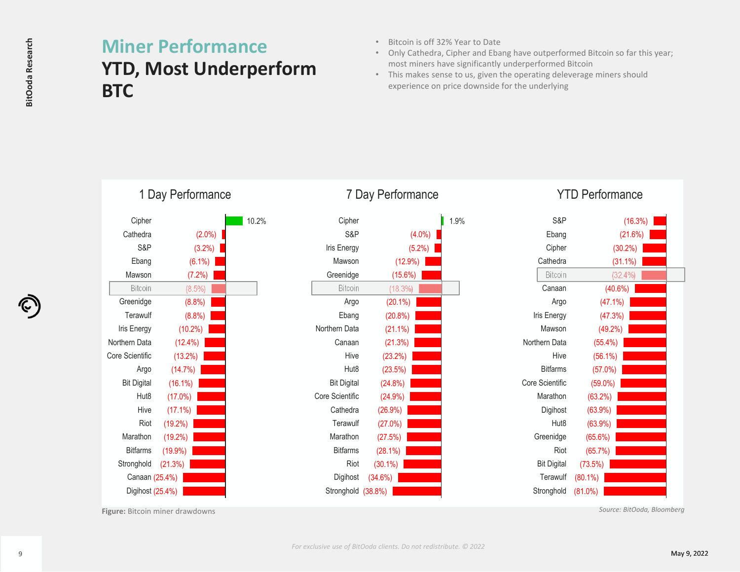# Miner Performance

## YTD, Most Underperform BTC

- Bitcoin is off 32% Year to Date
- Only Cathedra, Cipher and Ebang have outperformed Bitcoin so far this year; most miners have significantly underperformed Bitcoin
- This makes sense to us, given the operating deleverage miners should experience on price downside for the underlying

| 1 Day Performance | | 7 Day Performance | | YTD Performance | |
|---|---|---|---|---|---|
| Cipher | 10.2% | Cipher | 1.9% | S&P | (16.3%) |
| Cathedra | (2.0%) | S&P | (4.0%) | Ebang | (21.6%) |
| S&P | (3.2%) | Iris Energy | (5.2%) | Cipher | (30.2%) |
| Ebang | (6.1%) | Mawson | (12.9%) | Cathedra | (31.1%) |
| Mawson | (7.2%) | Greenidge | (15.6%) | Bitcoin | (32.4%) |
| Bitcoin | (8.5%) | Bitcoin | (18.3%) | Canaan | (40.6%) |
| Greenidge | (8.8%) | Argo | (20.1%) | Argo | (47.1%) |
| Terawulf | (8.8%) | Ebang | (20.8%) | Iris Energy | (47.3%) |
| Iris Energy | (10.2%) | Northern Data | (21.1%) | Mawson | (49.2%) |
| Northern Data | (12.4%) | Canaan | (21.3%) | Northern Data | (55.4%) |
| Core Scientific | (13.2%) | Hive | (23.2%) | Hive | (56.1%) |
| Argo | (14.7%) | Hut8 | (23.5%) | Bitfarms | (57.0%) |
| Bit Digital | (16.1%) | Bit Digital | (24.8%) | Core Scientific | (59.0%) |
| Hut8 | (17.0%) | Core Scientific | (24.9%) | Marathon | (63.2%) |
| Hive | (17.1%) | Cathedra | (26.9%) | Digihost | (63.9%) |
| Riot | (19.2%) | Terawulf | (27.0%) | Hut8 | (63.9%) |
| Marathon | (19.2%) | Marathon | (27.5%) | Greenidge | (65.6%) |
| Bitfarms | (19.9%) | Bitfarms | (28.1%) | Riot | (65.7%) |
| Stronghold | (21.3%) | Riot | (30.1%) | Bit Digital | (73.5%) |
| Canaan | (25.4%) | Digihost | (34.6%) | Terawulf | (80.1%) |
| Digihost | (25.4%) | Stronghold | (38.8%) | Stronghold | (81.0%) |

**Figure:** Bitcoin miner drawdowns

*Source: BitOoda, Bloomberg*

*For exclusive use of BitOoda clients. Do not redistribute. © 2022*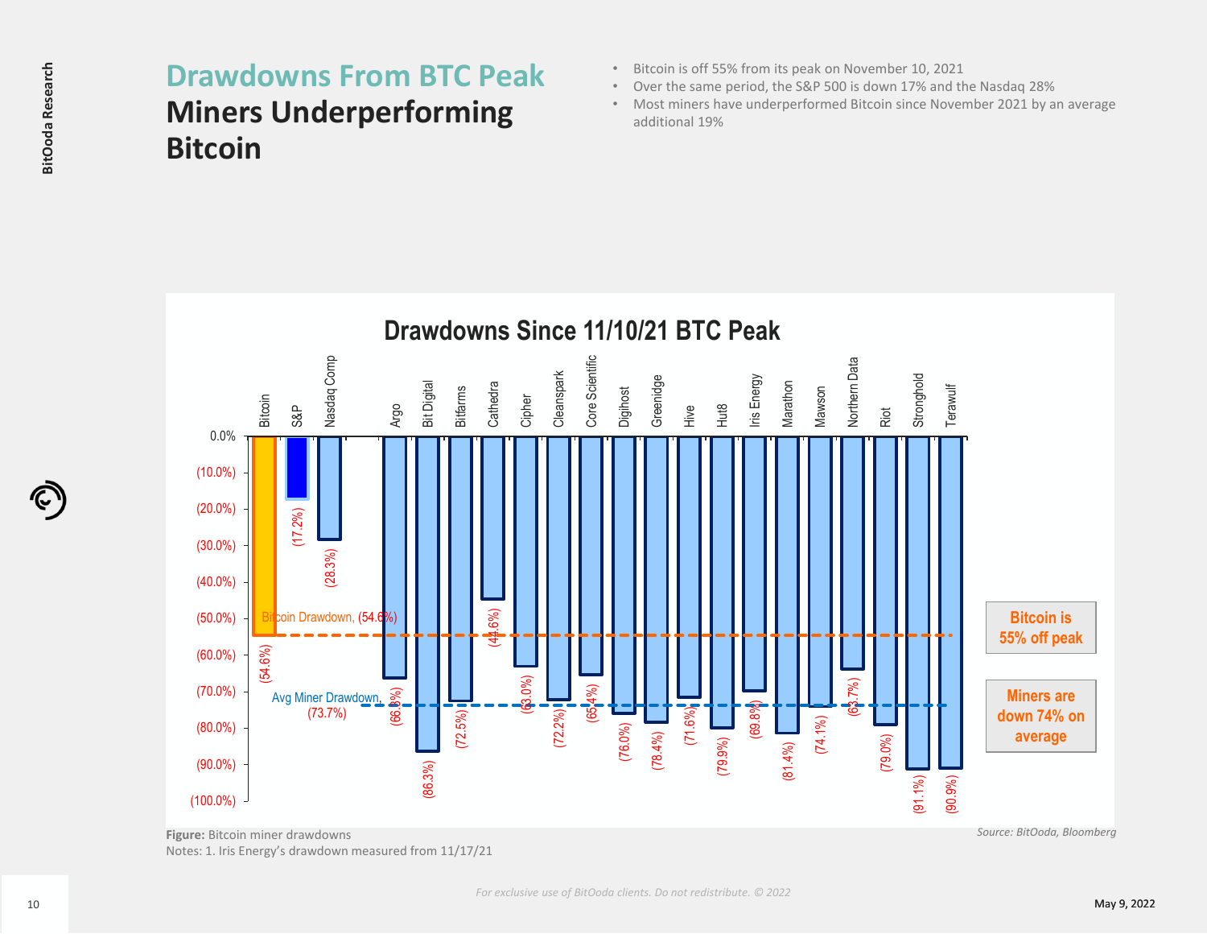# Drawdowns From BTC Peak

## Miners Underperforming Bitcoin

- Bitcoin is off 55% from its peak on November 10, 2021
- Over the same period, the S&P 500 is down 17% and the Nasdaq 28%
- Most miners have underperformed Bitcoin since November 2021 by an average additional 19%

**Drawdowns Since 11/10/21 BTC Peak**

| Name | Drawdown |
|---|---|
| Bitcoin | (54.6%) |
| S&P | (17.2%) |
| Nasdaq Comp | (28.3%) |
| Argo | (66.3%) |
| Bit Digital | (86.3%) |
| Bitfarms | (72.5%) |
| Cathedra | (44.6%) |
| Cipher | (63.0%) |
| Cleanspark | (72.2%) |
| Core Scientific | (65.4%) |
| Digihost | (76.0%) |
| Greenidge | (78.4%) |
| Hive | (71.6%) |
| Hut8 | (79.9%) |
| Iris Energy | (69.8%) |
| Marathon | (81.4%) |
| Mawson | (74.1%) |
| Northern Data | (63.7%) |
| Riot | (79.0%) |
| Stronghold | (91.1%) |
| Terawulf | (90.9%) |

Bitcoin Drawdown, (54.6%)

Avg Miner Drawdown, (73.7%)

Bitcoin is 55% off peak

Miners are down 74% on average

**Figure:** Bitcoin miner drawdowns

Notes: 1. Iris Energy's drawdown measured from 11/17/21

*Source: BitOoda, Bloomberg*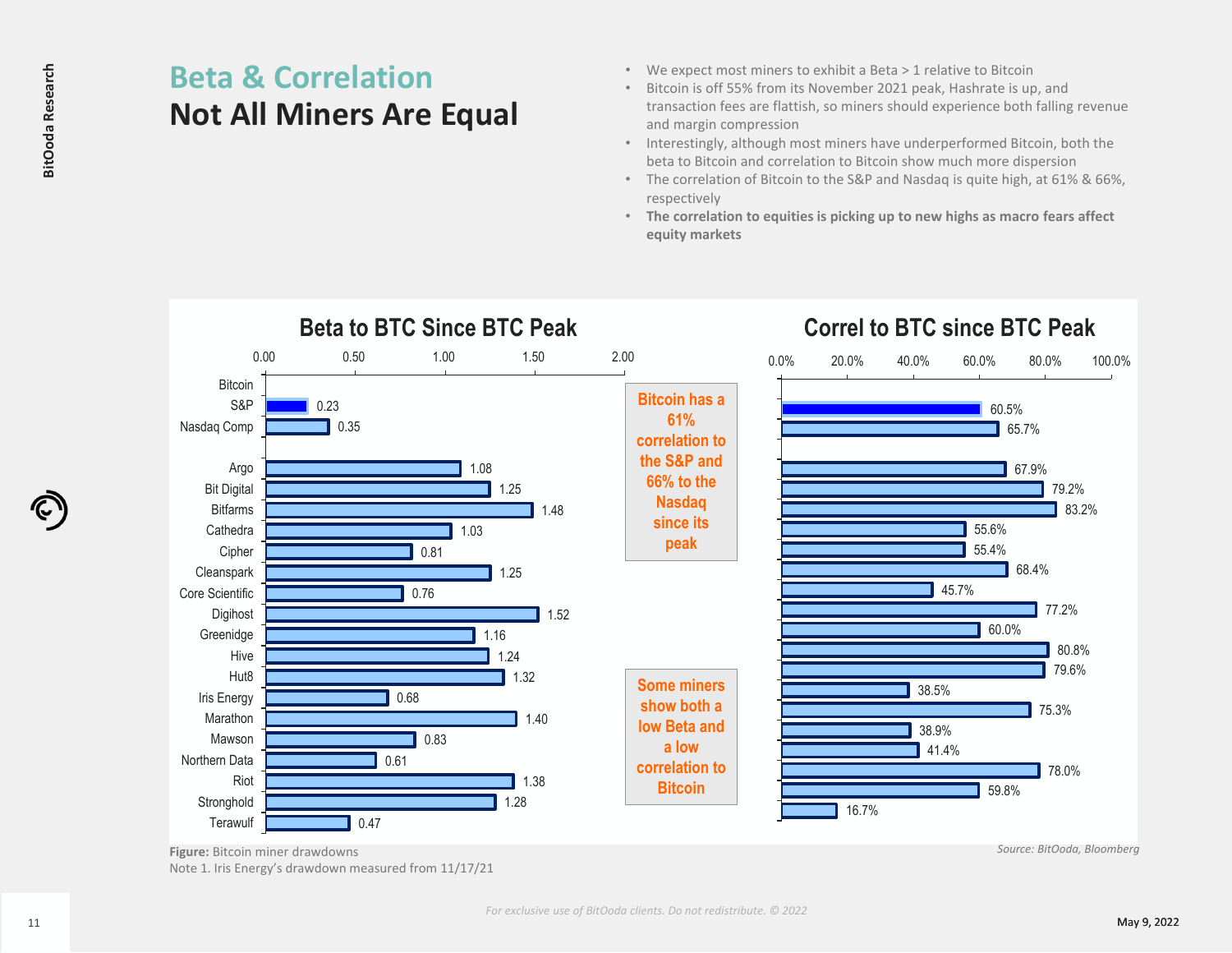# Beta & Correlation

## Not All Miners Are Equal

- We expect most miners to exhibit a Beta > 1 relative to Bitcoin
- Bitcoin is off 55% from its November 2021 peak, Hashrate is up, and transaction fees are flattish, so miners should experience both falling revenue and margin compression
- Interestingly, although most miners have underperformed Bitcoin, both the beta to Bitcoin and correlation to Bitcoin show much more dispersion
- The correlation of Bitcoin to the S&P and Nasdaq is quite high, at 61% & 66%, respectively
- **The correlation to equities is picking up to new highs as macro fears affect equity markets**

| | Beta to BTC Since BTC Peak | Correl to BTC since BTC Peak |
|---|---|---|
| Bitcoin | | |
| S&P | 0.23 | 60.5% |
| Nasdaq Comp | 0.35 | 65.7% |
| Argo | 1.08 | 67.9% |
| Bit Digital | 1.25 | 79.2% |
| Bitfarms | 1.48 | 83.2% |
| Cathedra | 1.03 | 55.6% |
| Cipher | 0.81 | 55.4% |
| Cleanspark | 1.25 | 68.4% |
| Core Scientific | 0.76 | 45.7% |
| Digihost | 1.52 | 77.2% |
| Greenidge | 1.16 | 60.0% |
| Hive | 1.24 | 80.8% |
| Hut8 | 1.32 | 79.6% |
| Iris Energy | 0.68 | 38.5% |
| Marathon | 1.40 | 75.3% |
| Mawson | 0.83 | 38.9% |
| Northern Data | 0.61 | 41.4% |
| Riot | 1.38 | 78.0% |
| Stronghold | 1.28 | 59.8% |
| Terawulf | 0.47 | 16.7% |

Bitcoin has a 61% correlation to the S&P and 66% to the Nasdaq since its peak

Some miners show both a low Beta and a low correlation to Bitcoin

**Figure:** Bitcoin miner drawdowns

Note 1. Iris Energy's drawdown measured from 11/17/21

*Source: BitOoda, Bloomberg*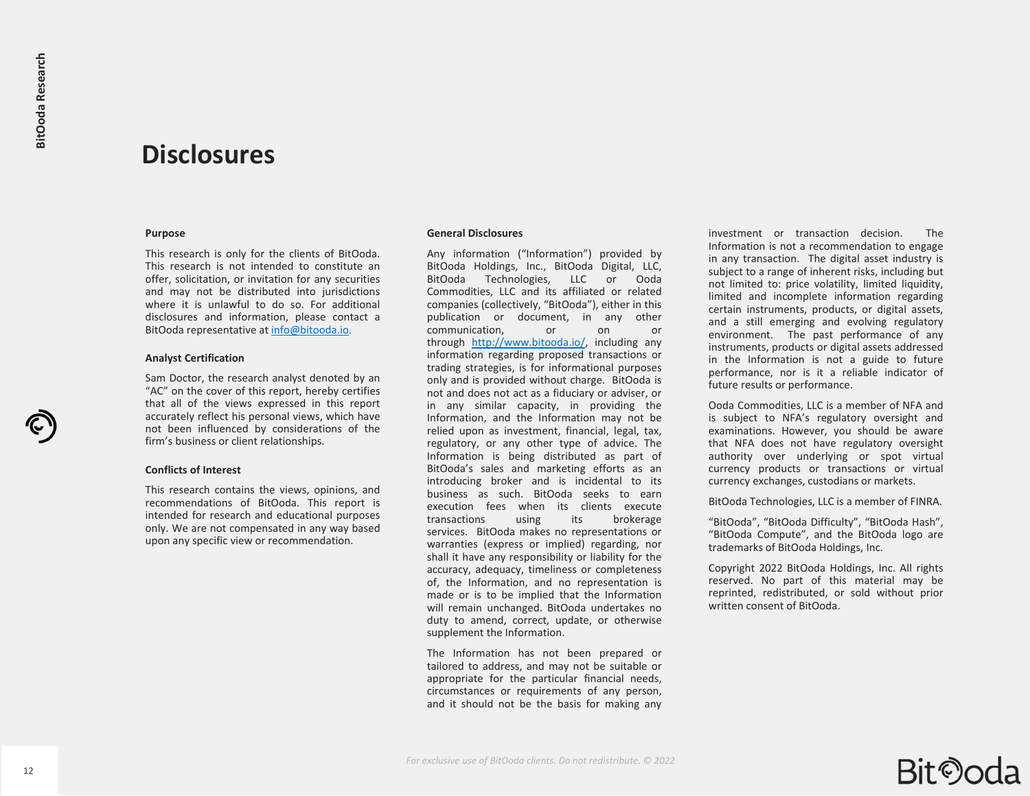# Disclosures

### Purpose

This research is only for the clients of BitOoda. This research is not intended to constitute an offer, solicitation, or invitation for any securities and may not be distributed into jurisdictions where it is unlawful to do so. For additional disclosures and information, please contact a BitOoda representative at info@bitooda.io.

### Analyst Certification

Sam Doctor, the research analyst denoted by an "AC" on the cover of this report, hereby certifies that all of the views expressed in this report accurately reflect his personal views, which have not been influenced by considerations of the firm's business or client relationships.

### Conflicts of Interest

This research contains the views, opinions, and recommendations of BitOoda. This report is intended for research and educational purposes only. We are not compensated in any way based upon any specific view or recommendation.

### General Disclosures

Any information ("Information") provided by BitOoda Holdings, Inc., BitOoda Digital, LLC, BitOoda Technologies, LLC or Ooda Commodities, LLC and its affiliated or related companies (collectively, "BitOoda"), either in this publication or document, in any other communication, or on or through http://www.bitooda.io/, including any information regarding proposed transactions or trading strategies, is for informational purposes only and is provided without charge. BitOoda is not and does not act as a fiduciary or adviser, or in any similar capacity, in providing the Information, and the Information may not be relied upon as investment, financial, legal, tax, regulatory, or any other type of advice. The Information is being distributed as part of BitOoda's sales and marketing efforts as an introducing broker and is incidental to its business as such. BitOoda seeks to earn execution fees when its clients execute transactions using its brokerage services. BitOoda makes no representations or warranties (express or implied) regarding, nor shall it have any responsibility or liability for the accuracy, adequacy, timeliness or completeness of, the Information, and no representation is made or is to be implied that the Information will remain unchanged. BitOoda undertakes no duty to amend, correct, update, or otherwise supplement the Information.

The Information has not been prepared or tailored to address, and may not be suitable or appropriate for the particular financial needs, circumstances or requirements of any person, and it should not be the basis for making any investment or transaction decision. The Information is not a recommendation to engage in any transaction. The digital asset industry is subject to a range of inherent risks, including but not limited to: price volatility, limited liquidity, limited and incomplete information regarding certain instruments, products, or digital assets, and a still emerging and evolving regulatory environment. The past performance of any instruments, products or digital assets addressed in the Information is not a guide to future performance, nor is it a reliable indicator of future results or performance.

Ooda Commodities, LLC is a member of NFA and is subject to NFA's regulatory oversight and examinations. However, you should be aware that NFA does not have regulatory oversight authority over underlying or spot virtual currency products or transactions or virtual currency exchanges, custodians or markets.

BitOoda Technologies, LLC is a member of FINRA.

"BitOoda", "BitOoda Difficulty", "BitOoda Hash", "BitOoda Compute", and the BitOoda logo are trademarks of BitOoda Holdings, Inc.

Copyright 2022 BitOoda Holdings, Inc. All rights reserved. No part of this material may be reprinted, redistributed, or sold without prior written consent of BitOoda.